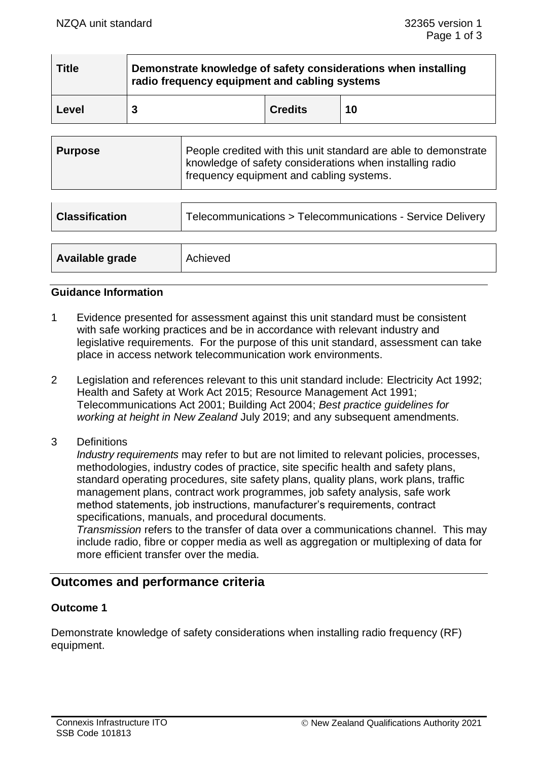| Title | Demonstrate knowledge of safety considerations when installing radio frequency equipment and cabling systems | | |
|---|---|---|---|
| Level | 3 | Credits | 10 |

| Purpose | People credited with this unit standard are able to demonstrate knowledge of safety considerations when installing radio frequency equipment and cabling systems. |
|---|---|

| Classification | Telecommunications > Telecommunications - Service Delivery |
|---|---|

| Available grade | Achieved |
|---|---|

### Guidance Information

1 Evidence presented for assessment against this unit standard must be consistent with safe working practices and be in accordance with relevant industry and legislative requirements. For the purpose of this unit standard, assessment can take place in access network telecommunication work environments.

2 Legislation and references relevant to this unit standard include: Electricity Act 1992; Health and Safety at Work Act 2015; Resource Management Act 1991; Telecommunications Act 2001; Building Act 2004; *Best practice guidelines for working at height in New Zealand* July 2019; and any subsequent amendments.

3 Definitions
*Industry requirements* may refer to but are not limited to relevant policies, processes, methodologies, industry codes of practice, site specific health and safety plans, standard operating procedures, site safety plans, quality plans, work plans, traffic management plans, contract work programmes, job safety analysis, safe work method statements, job instructions, manufacturer's requirements, contract specifications, manuals, and procedural documents.
*Transmission* refers to the transfer of data over a communications channel. This may include radio, fibre or copper media as well as aggregation or multiplexing of data for more efficient transfer over the media.

## Outcomes and performance criteria

### Outcome 1

Demonstrate knowledge of safety considerations when installing radio frequency (RF) equipment.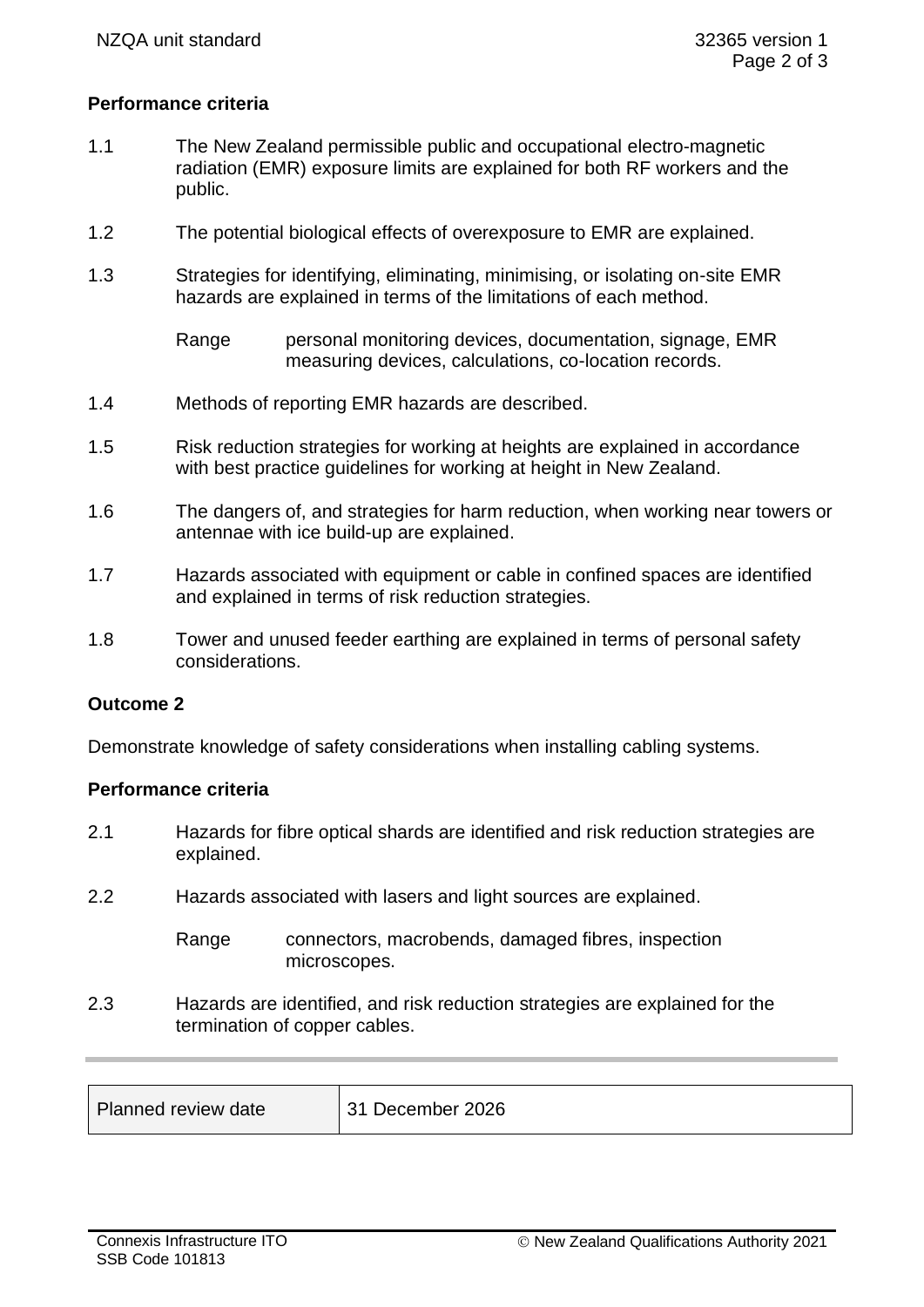**Performance criteria**

1.1 The New Zealand permissible public and occupational electro-magnetic radiation (EMR) exposure limits are explained for both RF workers and the public.

1.2 The potential biological effects of overexposure to EMR are explained.

1.3 Strategies for identifying, eliminating, minimising, or isolating on-site EMR hazards are explained in terms of the limitations of each method.

Range personal monitoring devices, documentation, signage, EMR measuring devices, calculations, co-location records.

1.4 Methods of reporting EMR hazards are described.

1.5 Risk reduction strategies for working at heights are explained in accordance with best practice guidelines for working at height in New Zealand.

1.6 The dangers of, and strategies for harm reduction, when working near towers or antennae with ice build-up are explained.

1.7 Hazards associated with equipment or cable in confined spaces are identified and explained in terms of risk reduction strategies.

1.8 Tower and unused feeder earthing are explained in terms of personal safety considerations.

**Outcome 2**

Demonstrate knowledge of safety considerations when installing cabling systems.

**Performance criteria**

2.1 Hazards for fibre optical shards are identified and risk reduction strategies are explained.

2.2 Hazards associated with lasers and light sources are explained.

Range connectors, macrobends, damaged fibres, inspection microscopes.

2.3 Hazards are identified, and risk reduction strategies are explained for the termination of copper cables.

| Planned review date | 31 December 2026 |
|---|---|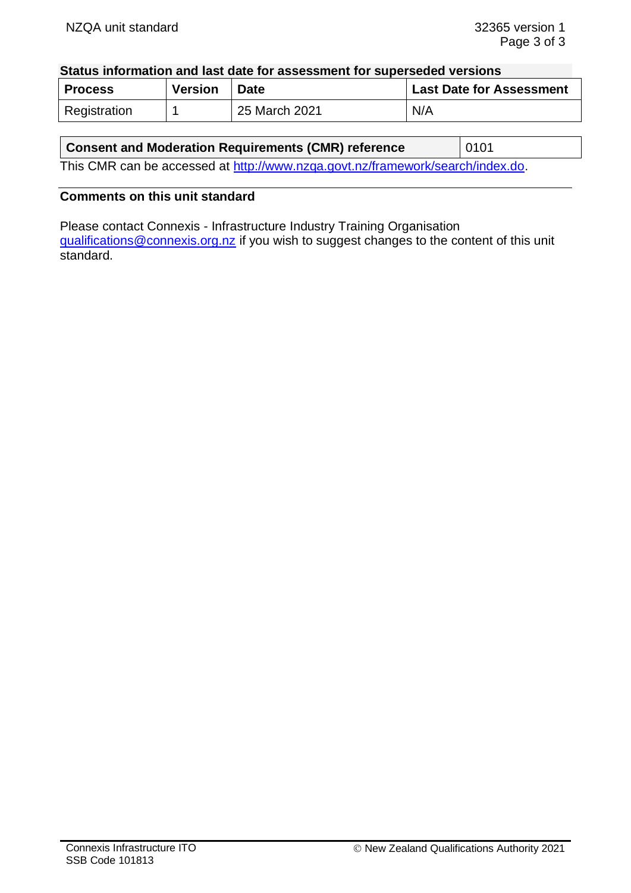**Status information and last date for assessment for superseded versions**

| Process | Version | Date | Last Date for Assessment |
|---|---|---|---|
| Registration | 1 | 25 March 2021 | N/A |

| Consent and Moderation Requirements (CMR) reference | 0101 |
|---|---|

This CMR can be accessed at http://www.nzqa.govt.nz/framework/search/index.do.

**Comments on this unit standard**

Please contact Connexis - Infrastructure Industry Training Organisation qualifications@connexis.org.nz if you wish to suggest changes to the content of this unit standard.